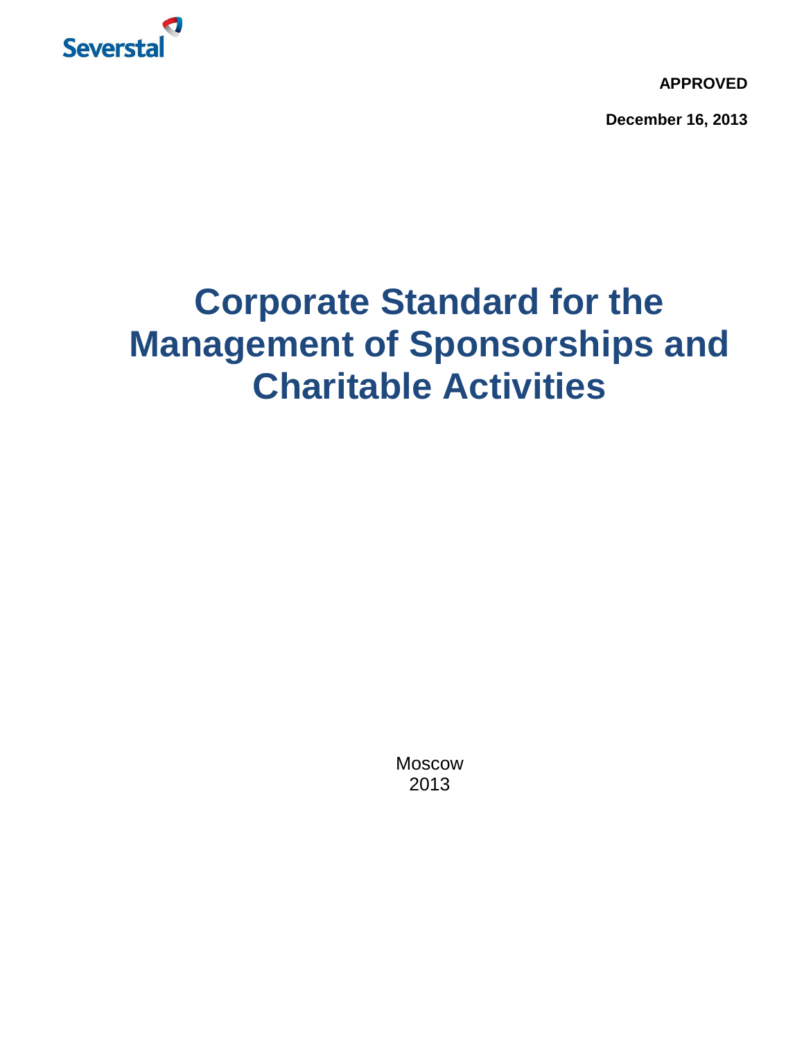Severstal

**APPROVED**

**December 16, 2013**

# Corporate Standard for the Management of Sponsorships and Charitable Activities

Moscow
2013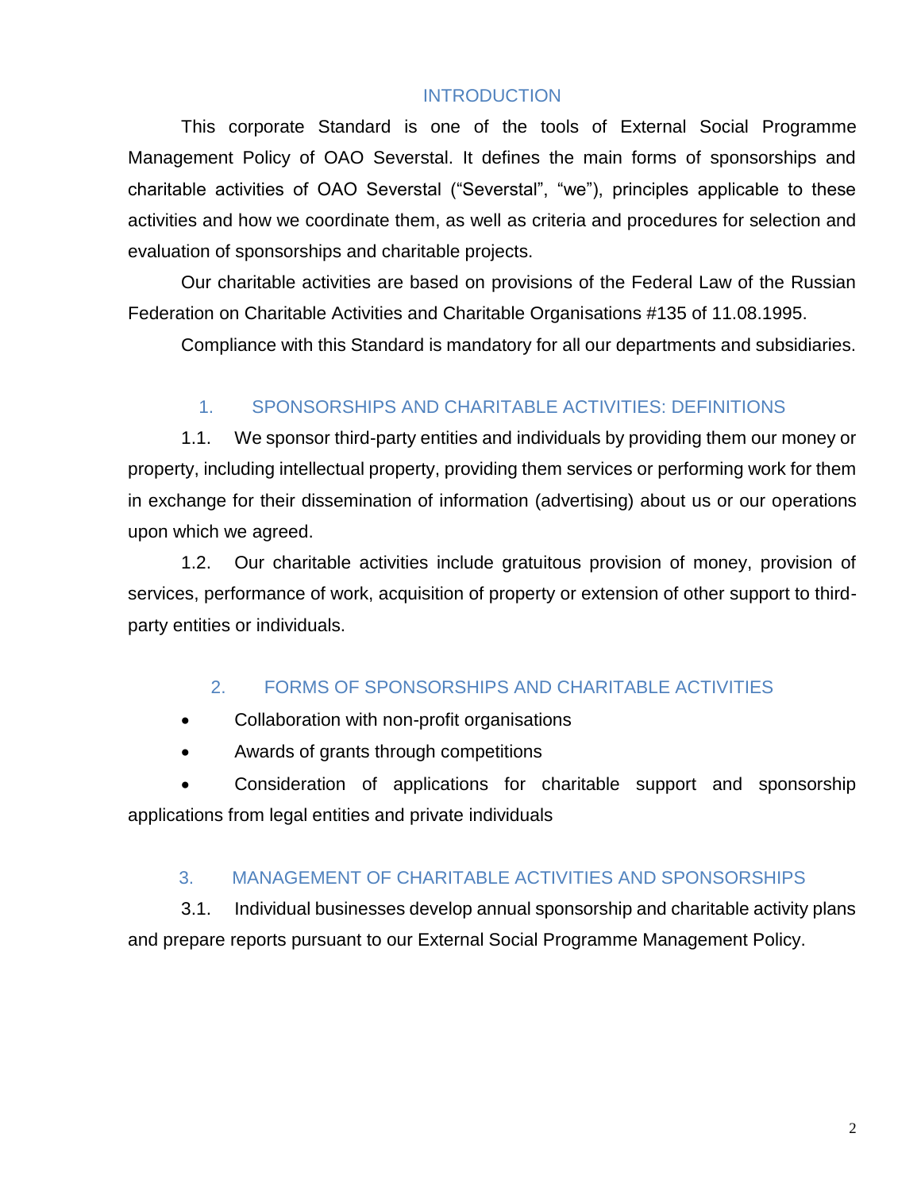## INTRODUCTION

This corporate Standard is one of the tools of External Social Programme Management Policy of OAO Severstal. It defines the main forms of sponsorships and charitable activities of OAO Severstal ("Severstal", "we"), principles applicable to these activities and how we coordinate them, as well as criteria and procedures for selection and evaluation of sponsorships and charitable projects.

Our charitable activities are based on provisions of the Federal Law of the Russian Federation on Charitable Activities and Charitable Organisations #135 of 11.08.1995.

Compliance with this Standard is mandatory for all our departments and subsidiaries.

## 1. SPONSORSHIPS AND CHARITABLE ACTIVITIES: DEFINITIONS

1.1. We sponsor third-party entities and individuals by providing them our money or property, including intellectual property, providing them services or performing work for them in exchange for their dissemination of information (advertising) about us or our operations upon which we agreed.

1.2. Our charitable activities include gratuitous provision of money, provision of services, performance of work, acquisition of property or extension of other support to third-party entities or individuals.

## 2. FORMS OF SPONSORSHIPS AND CHARITABLE ACTIVITIES

- Collaboration with non-profit organisations
- Awards of grants through competitions
- Consideration of applications for charitable support and sponsorship applications from legal entities and private individuals

## 3. MANAGEMENT OF CHARITABLE ACTIVITIES AND SPONSORSHIPS

3.1. Individual businesses develop annual sponsorship and charitable activity plans and prepare reports pursuant to our External Social Programme Management Policy.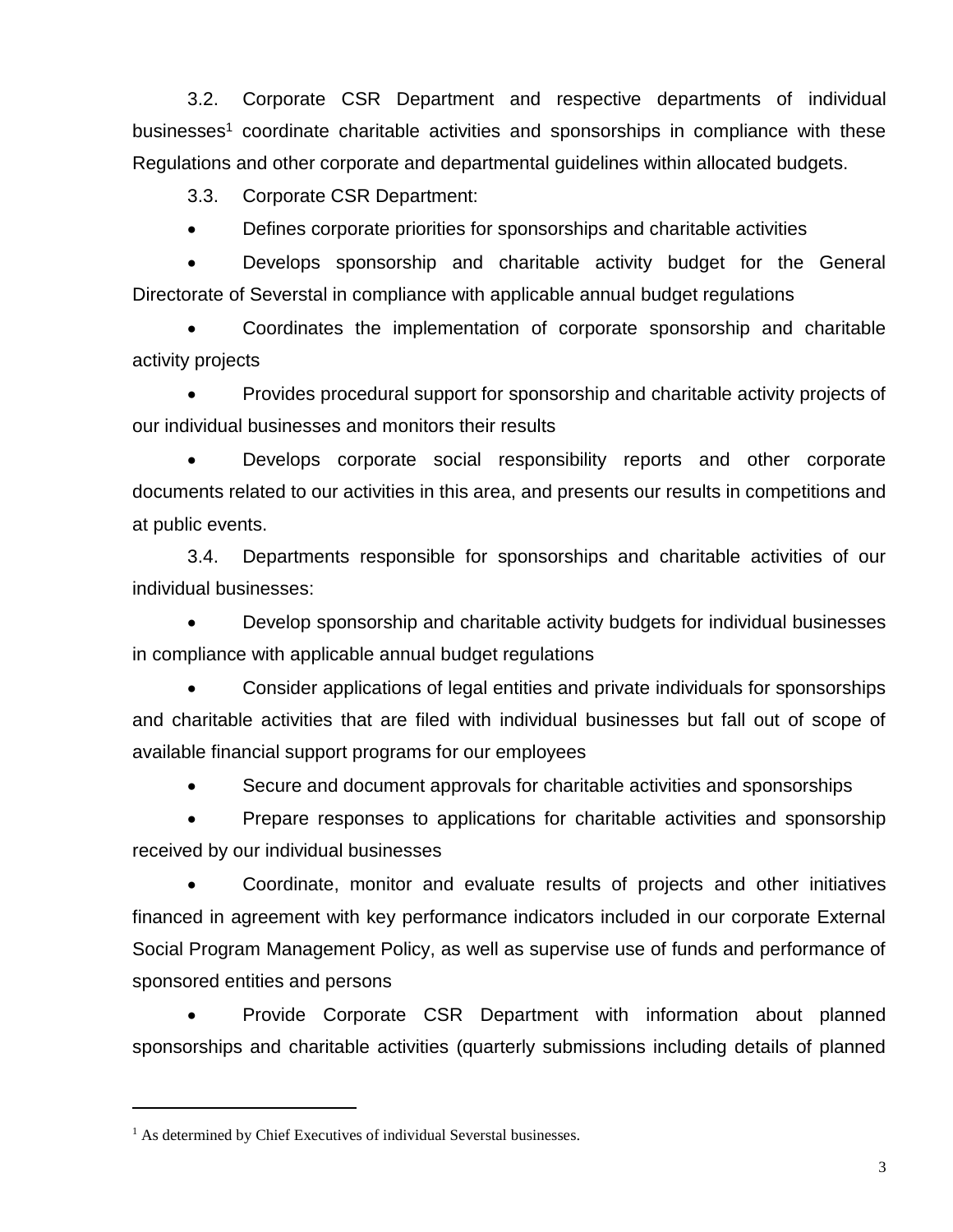3.2. Corporate CSR Department and respective departments of individual businesses[1] coordinate charitable activities and sponsorships in compliance with these Regulations and other corporate and departmental guidelines within allocated budgets.

3.3. Corporate CSR Department:

- Defines corporate priorities for sponsorships and charitable activities
- Develops sponsorship and charitable activity budget for the General Directorate of Severstal in compliance with applicable annual budget regulations
- Coordinates the implementation of corporate sponsorship and charitable activity projects
- Provides procedural support for sponsorship and charitable activity projects of our individual businesses and monitors their results
- Develops corporate social responsibility reports and other corporate documents related to our activities in this area, and presents our results in competitions and at public events.

3.4. Departments responsible for sponsorships and charitable activities of our individual businesses:

- Develop sponsorship and charitable activity budgets for individual businesses in compliance with applicable annual budget regulations
- Consider applications of legal entities and private individuals for sponsorships and charitable activities that are filed with individual businesses but fall out of scope of available financial support programs for our employees
- Secure and document approvals for charitable activities and sponsorships
- Prepare responses to applications for charitable activities and sponsorship received by our individual businesses
- Coordinate, monitor and evaluate results of projects and other initiatives financed in agreement with key performance indicators included in our corporate External Social Program Management Policy, as well as supervise use of funds and performance of sponsored entities and persons
- Provide Corporate CSR Department with information about planned sponsorships and charitable activities (quarterly submissions including details of planned

---

[1] As determined by Chief Executives of individual Severstal businesses.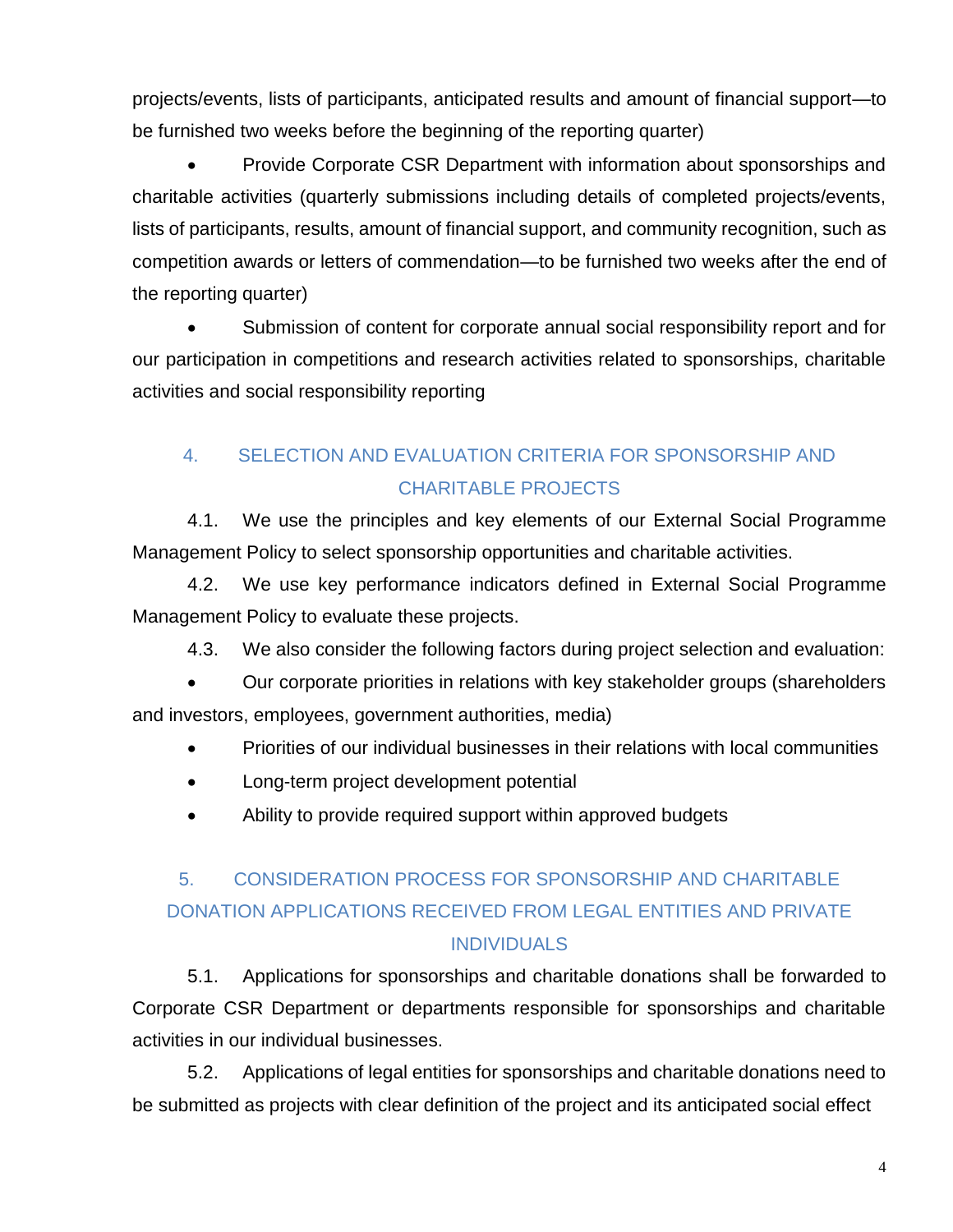projects/events, lists of participants, anticipated results and amount of financial support—to be furnished two weeks before the beginning of the reporting quarter)

- Provide Corporate CSR Department with information about sponsorships and charitable activities (quarterly submissions including details of completed projects/events, lists of participants, results, amount of financial support, and community recognition, such as competition awards or letters of commendation—to be furnished two weeks after the end of the reporting quarter)
- Submission of content for corporate annual social responsibility report and for our participation in competitions and research activities related to sponsorships, charitable activities and social responsibility reporting

## 4. SELECTION AND EVALUATION CRITERIA FOR SPONSORSHIP AND CHARITABLE PROJECTS

4.1. We use the principles and key elements of our External Social Programme Management Policy to select sponsorship opportunities and charitable activities.

4.2. We use key performance indicators defined in External Social Programme Management Policy to evaluate these projects.

4.3. We also consider the following factors during project selection and evaluation:

- Our corporate priorities in relations with key stakeholder groups (shareholders and investors, employees, government authorities, media)
- Priorities of our individual businesses in their relations with local communities
- Long-term project development potential
- Ability to provide required support within approved budgets

## 5. CONSIDERATION PROCESS FOR SPONSORSHIP AND CHARITABLE DONATION APPLICATIONS RECEIVED FROM LEGAL ENTITIES AND PRIVATE INDIVIDUALS

5.1. Applications for sponsorships and charitable donations shall be forwarded to Corporate CSR Department or departments responsible for sponsorships and charitable activities in our individual businesses.

5.2. Applications of legal entities for sponsorships and charitable donations need to be submitted as projects with clear definition of the project and its anticipated social effect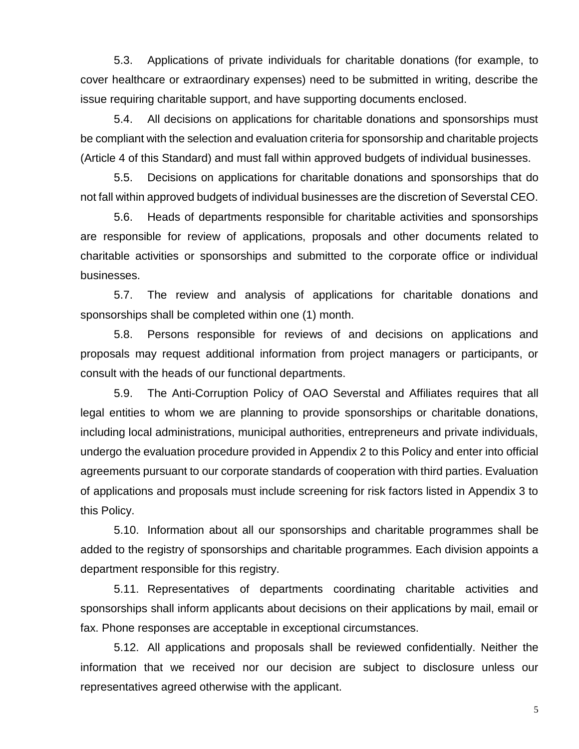5.3. Applications of private individuals for charitable donations (for example, to cover healthcare or extraordinary expenses) need to be submitted in writing, describe the issue requiring charitable support, and have supporting documents enclosed.

5.4. All decisions on applications for charitable donations and sponsorships must be compliant with the selection and evaluation criteria for sponsorship and charitable projects (Article 4 of this Standard) and must fall within approved budgets of individual businesses.

5.5. Decisions on applications for charitable donations and sponsorships that do not fall within approved budgets of individual businesses are the discretion of Severstal CEO.

5.6. Heads of departments responsible for charitable activities and sponsorships are responsible for review of applications, proposals and other documents related to charitable activities or sponsorships and submitted to the corporate office or individual businesses.

5.7. The review and analysis of applications for charitable donations and sponsorships shall be completed within one (1) month.

5.8. Persons responsible for reviews of and decisions on applications and proposals may request additional information from project managers or participants, or consult with the heads of our functional departments.

5.9. The Anti-Corruption Policy of OAO Severstal and Affiliates requires that all legal entities to whom we are planning to provide sponsorships or charitable donations, including local administrations, municipal authorities, entrepreneurs and private individuals, undergo the evaluation procedure provided in Appendix 2 to this Policy and enter into official agreements pursuant to our corporate standards of cooperation with third parties. Evaluation of applications and proposals must include screening for risk factors listed in Appendix 3 to this Policy.

5.10. Information about all our sponsorships and charitable programmes shall be added to the registry of sponsorships and charitable programmes. Each division appoints a department responsible for this registry.

5.11. Representatives of departments coordinating charitable activities and sponsorships shall inform applicants about decisions on their applications by mail, email or fax. Phone responses are acceptable in exceptional circumstances.

5.12. All applications and proposals shall be reviewed confidentially. Neither the information that we received nor our decision are subject to disclosure unless our representatives agreed otherwise with the applicant.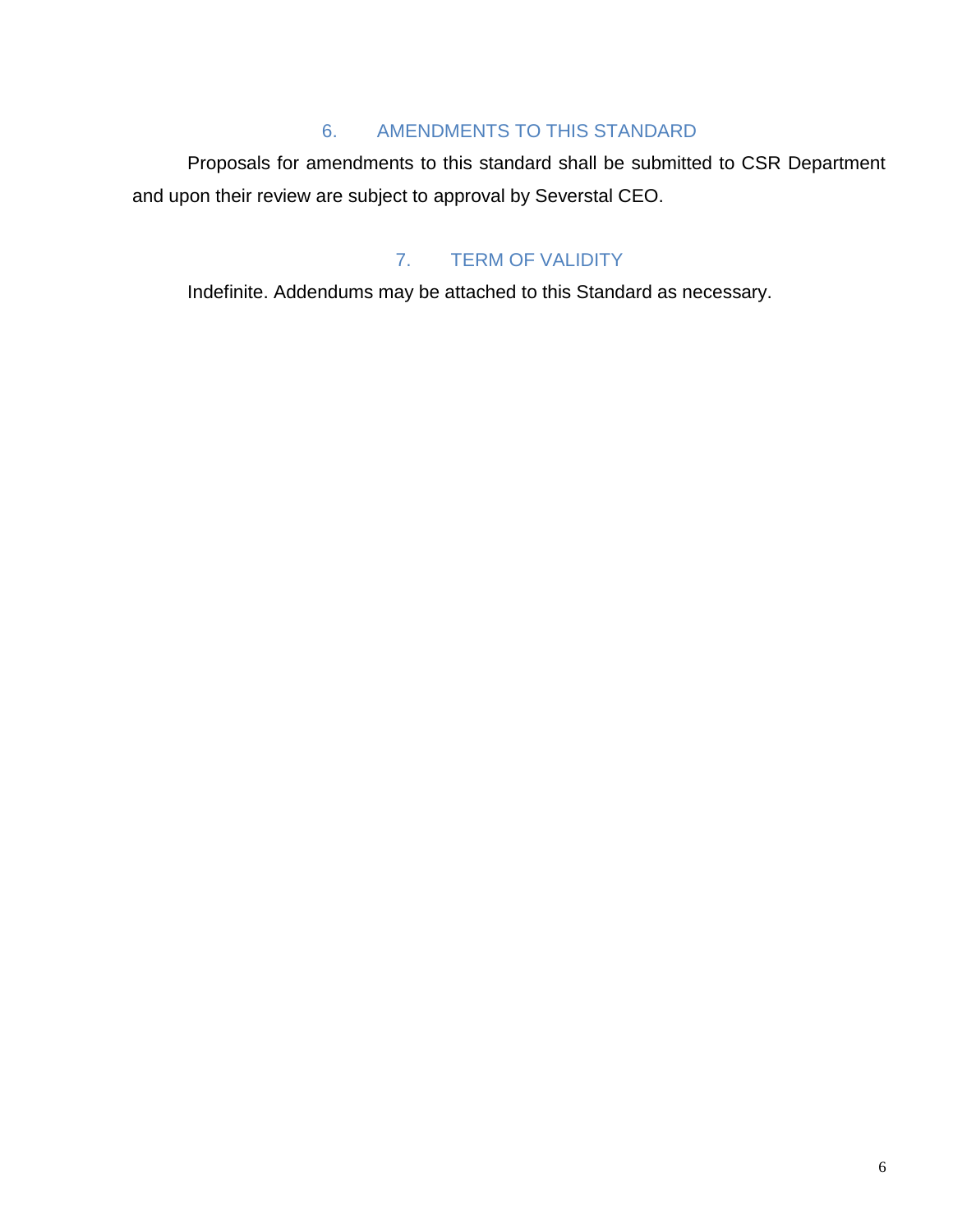## 6. AMENDMENTS TO THIS STANDARD

Proposals for amendments to this standard shall be submitted to CSR Department and upon their review are subject to approval by Severstal CEO.

## 7. TERM OF VALIDITY

Indefinite. Addendums may be attached to this Standard as necessary.